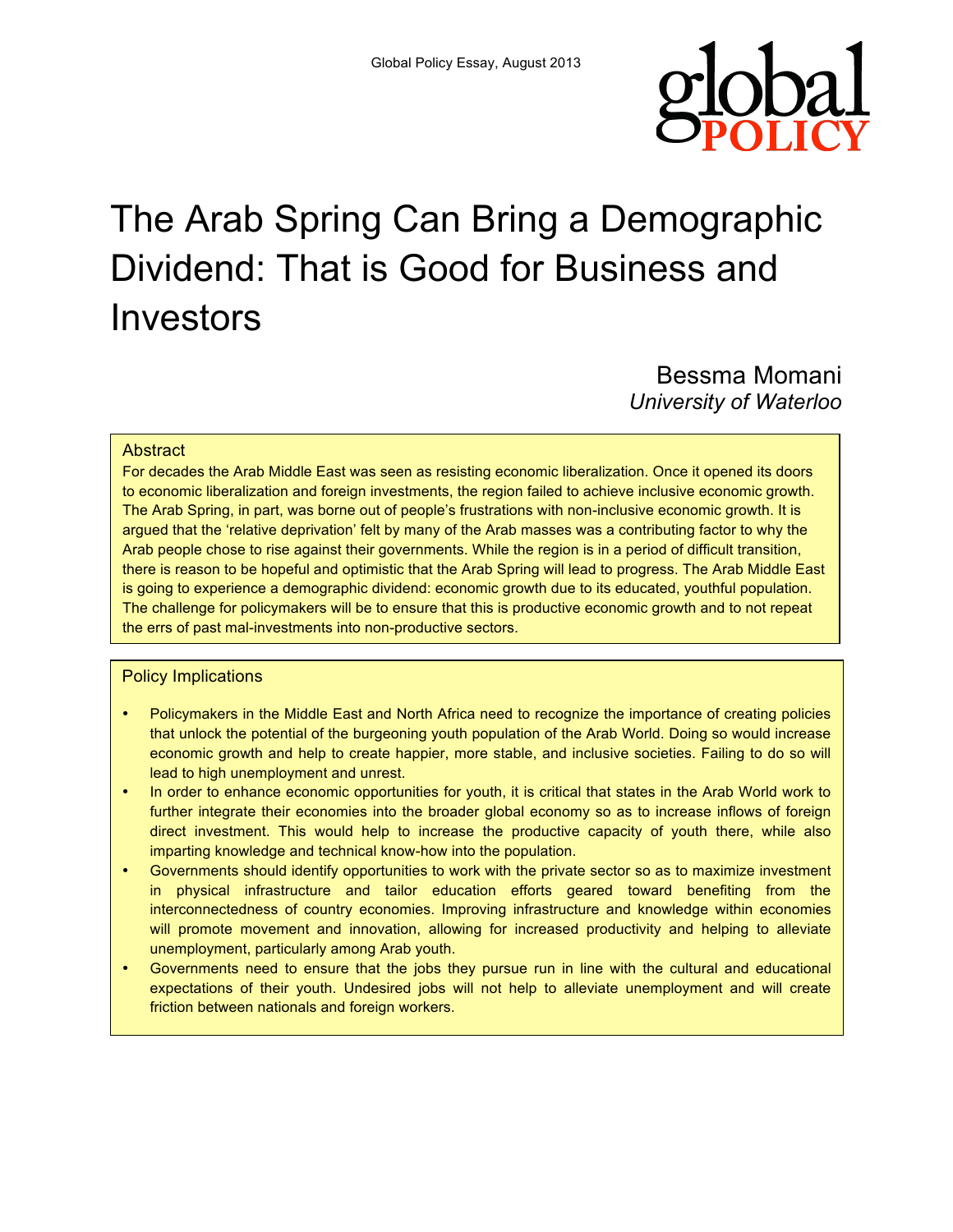Global Policy Essay, August 2013

# The Arab Spring Can Bring a Demographic Dividend: That is Good for Business and Investors

Bessma Momani
*University of Waterloo*

## Abstract

For decades the Arab Middle East was seen as resisting economic liberalization. Once it opened its doors to economic liberalization and foreign investments, the region failed to achieve inclusive economic growth. The Arab Spring, in part, was borne out of people's frustrations with non-inclusive economic growth. It is argued that the 'relative deprivation' felt by many of the Arab masses was a contributing factor to why the Arab people chose to rise against their governments. While the region is in a period of difficult transition, there is reason to be hopeful and optimistic that the Arab Spring will lead to progress. The Arab Middle East is going to experience a demographic dividend: economic growth due to its educated, youthful population. The challenge for policymakers will be to ensure that this is productive economic growth and to not repeat the errs of past mal-investments into non-productive sectors.

## Policy Implications

- Policymakers in the Middle East and North Africa need to recognize the importance of creating policies that unlock the potential of the burgeoning youth population of the Arab World. Doing so would increase economic growth and help to create happier, more stable, and inclusive societies. Failing to do so will lead to high unemployment and unrest.
- In order to enhance economic opportunities for youth, it is critical that states in the Arab World work to further integrate their economies into the broader global economy so as to increase inflows of foreign direct investment. This would help to increase the productive capacity of youth there, while also imparting knowledge and technical know-how into the population.
- Governments should identify opportunities to work with the private sector so as to maximize investment in physical infrastructure and tailor education efforts geared toward benefiting from the interconnectedness of country economies. Improving infrastructure and knowledge within economies will promote movement and innovation, allowing for increased productivity and helping to alleviate unemployment, particularly among Arab youth.
- Governments need to ensure that the jobs they pursue run in line with the cultural and educational expectations of their youth. Undesired jobs will not help to alleviate unemployment and will create friction between nationals and foreign workers.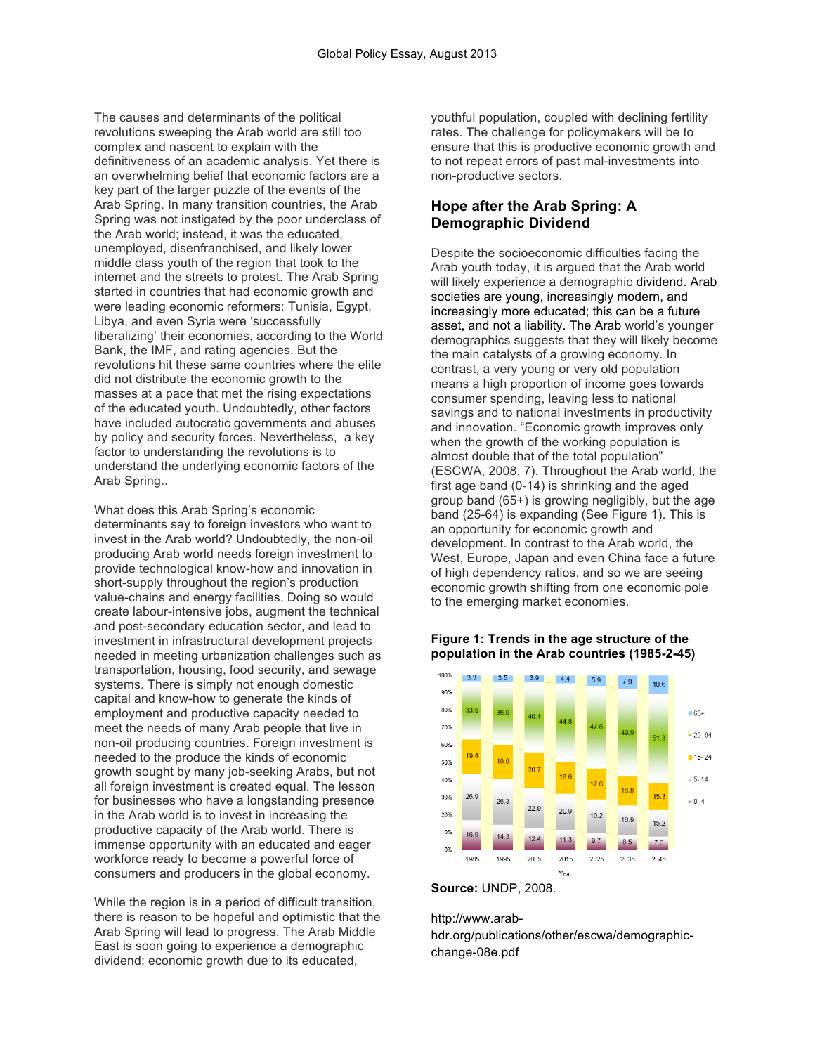The causes and determinants of the political revolutions sweeping the Arab world are still too complex and nascent to explain with the definitiveness of an academic analysis. Yet there is an overwhelming belief that economic factors are a key part of the larger puzzle of the events of the Arab Spring. In many transition countries, the Arab Spring was not instigated by the poor underclass of the Arab world; instead, it was the educated, unemployed, disenfranchised, and likely lower middle class youth of the region that took to the internet and the streets to protest. The Arab Spring started in countries that had economic growth and were leading economic reformers: Tunisia, Egypt, Libya, and even Syria were 'successfully liberalizing' their economies, according to the World Bank, the IMF, and rating agencies. But the revolutions hit these same countries where the elite did not distribute the economic growth to the masses at a pace that met the rising expectations of the educated youth. Undoubtedly, other factors have included autocratic governments and abuses by policy and security forces. Nevertheless, a key factor to understanding the revolutions is to understand the underlying economic factors of the Arab Spring..

What does this Arab Spring's economic determinants say to foreign investors who want to invest in the Arab world? Undoubtedly, the non-oil producing Arab world needs foreign investment to provide technological know-how and innovation in short-supply throughout the region's production value-chains and energy facilities. Doing so would create labour-intensive jobs, augment the technical and post-secondary education sector, and lead to investment in infrastructural development projects needed in meeting urbanization challenges such as transportation, housing, food security, and sewage systems. There is simply not enough domestic capital and know-how to generate the kinds of employment and productive capacity needed to meet the needs of many Arab people that live in non-oil producing countries. Foreign investment is needed to the produce the kinds of economic growth sought by many job-seeking Arabs, but not all foreign investment is created equal. The lesson for businesses who have a longstanding presence in the Arab world is to invest in increasing the productive capacity of the Arab world. There is immense opportunity with an educated and eager workforce ready to become a powerful force of consumers and producers in the global economy.

While the region is in a period of difficult transition, there is reason to be hopeful and optimistic that the Arab Spring will lead to progress. The Arab Middle East is soon going to experience a demographic dividend: economic growth due to its educated, youthful population, coupled with declining fertility rates. The challenge for policymakers will be to ensure that this is productive economic growth and to not repeat errors of past mal-investments into non-productive sectors.

## Hope after the Arab Spring: A Demographic Dividend

Despite the socioeconomic difficulties facing the Arab youth today, it is argued that the Arab world will likely experience a demographic dividend. Arab societies are young, increasingly modern, and increasingly more educated; this can be a future asset, and not a liability. The Arab world's younger demographics suggests that they will likely become the main catalysts of a growing economy. In contrast, a very young or very old population means a high proportion of income goes towards consumer spending, leaving less to national savings and to national investments in productivity and innovation. "Economic growth improves only when the growth of the working population is almost double that of the total population" (ESCWA, 2008, 7). Throughout the Arab world, the first age band (0-14) is shrinking and the aged group band (65+) is growing negligibly, but the age band (25-64) is expanding (See Figure 1). This is an opportunity for economic growth and development. In contrast to the Arab world, the West, Europe, Japan and even China face a future of high dependency ratios, and so we are seeing economic growth shifting from one economic pole to the emerging market economies.

**Figure 1: Trends in the age structure of the population in the Arab countries (1985-2-45)**

| Year | 0-4 | 5-14 | 15-24 | 25-64 | 65+ |
|---|---|---|---|---|---|
| 1985 | 16.9 | 26.9 | 19.4 | 33.5 | 3.3 |
| 1995 | 14.3 | 26.3 | 19.9 | 36.0 | 3.5 |
| 2005 | 12.4 | 22.9 | 20.7 | 40.1 | 3.9 |
| 2015 | 11.3 | 20.9 | 18.6 | 44.8 | 4.4 |
| 2025 | 9.7 | 19.2 | 17.6 | 47.6 | 5.9 |
| 2035 | 8.5 | 16.9 | 16.8 | 49.9 | 7.9 |
| 2045 | 7.6 | 15.2 | 15.3 | 51.3 | 10.6 |

**Source:** UNDP, 2008.

http://www.arab-hdr.org/publications/other/escwa/demographic-change-08e.pdf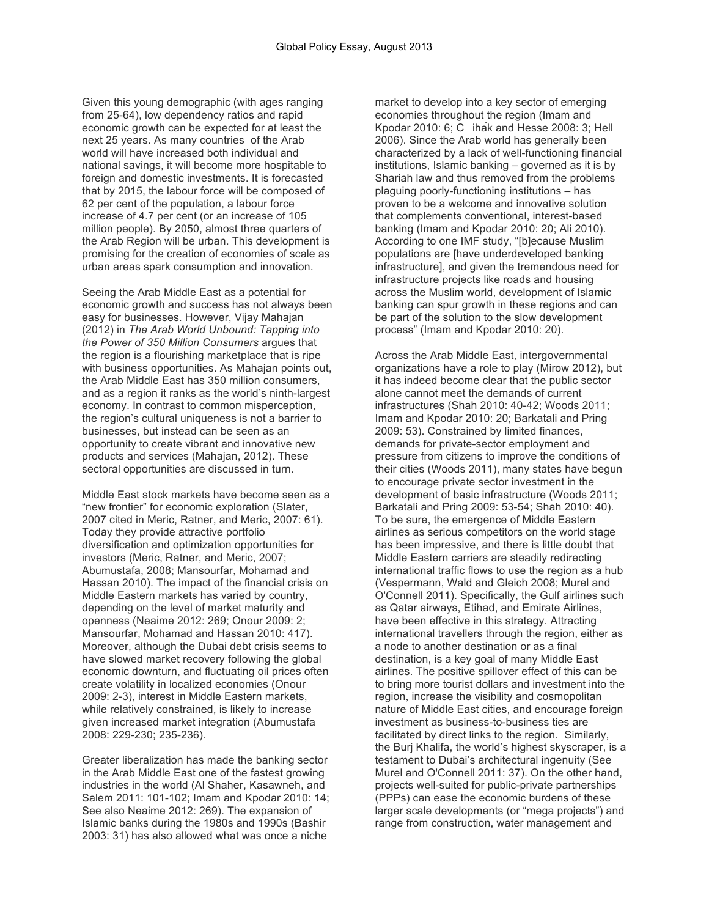Given this young demographic (with ages ranging from 25-64), low dependency ratios and rapid economic growth can be expected for at least the next 25 years. As many countries of the Arab world will have increased both individual and national savings, it will become more hospitable to foreign and domestic investments. It is forecasted that by 2015, the labour force will be composed of 62 per cent of the population, a labour force increase of 4.7 per cent (or an increase of 105 million people). By 2050, almost three quarters of the Arab Region will be urban. This development is promising for the creation of economies of scale as urban areas spark consumption and innovation.

Seeing the Arab Middle East as a potential for economic growth and success has not always been easy for businesses. However, Vijay Mahajan (2012) in *The Arab World Unbound: Tapping into the Power of 350 Million Consumers* argues that the region is a flourishing marketplace that is ripe with business opportunities. As Mahajan points out, the Arab Middle East has 350 million consumers, and as a region it ranks as the world's ninth-largest economy. In contrast to common misperception, the region's cultural uniqueness is not a barrier to businesses, but instead can be seen as an opportunity to create vibrant and innovative new products and services (Mahajan, 2012). These sectoral opportunities are discussed in turn.

Middle East stock markets have become seen as a "new frontier" for economic exploration (Slater, 2007 cited in Meric, Ratner, and Meric, 2007: 61). Today they provide attractive portfolio diversification and optimization opportunities for investors (Meric, Ratner, and Meric, 2007; Abumustafa, 2008; Mansourfar, Mohamad and Hassan 2010). The impact of the financial crisis on Middle Eastern markets has varied by country, depending on the level of market maturity and openness (Neaime 2012: 269; Onour 2009: 2; Mansourfar, Mohamad and Hassan 2010: 417). Moreover, although the Dubai debt crisis seems to have slowed market recovery following the global economic downturn, and fluctuating oil prices often create volatility in localized economies (Onour 2009: 2-3), interest in Middle Eastern markets, while relatively constrained, is likely to increase given increased market integration (Abumustafa 2008: 229-230; 235-236).

Greater liberalization has made the banking sector in the Arab Middle East one of the fastest growing industries in the world (Al Shaher, Kasawneh, and Salem 2011: 101-102; Imam and Kpodar 2010: 14; See also Neaime 2012: 269). The expansion of Islamic banks during the 1980s and 1990s (Bashir 2003: 31) has also allowed what was once a niche market to develop into a key sector of emerging economies throughout the region (Imam and Kpodar 2010: 6; Čihák and Hesse 2008: 3; Hell 2006). Since the Arab world has generally been characterized by a lack of well-functioning financial institutions, Islamic banking – governed as it is by Shariah law and thus removed from the problems plaguing poorly-functioning institutions – has proven to be a welcome and innovative solution that complements conventional, interest-based banking (Imam and Kpodar 2010: 20; Ali 2010). According to one IMF study, "[b]ecause Muslim populations are [have underdeveloped banking infrastructure], and given the tremendous need for infrastructure projects like roads and housing across the Muslim world, development of Islamic banking can spur growth in these regions and can be part of the solution to the slow development process" (Imam and Kpodar 2010: 20).

Across the Arab Middle East, intergovernmental organizations have a role to play (Mirow 2012), but it has indeed become clear that the public sector alone cannot meet the demands of current infrastructures (Shah 2010: 40-42; Woods 2011; Imam and Kpodar 2010: 20; Barkatali and Pring 2009: 53). Constrained by limited finances, demands for private-sector employment and pressure from citizens to improve the conditions of their cities (Woods 2011), many states have begun to encourage private sector investment in the development of basic infrastructure (Woods 2011; Barkatali and Pring 2009: 53-54; Shah 2010: 40). To be sure, the emergence of Middle Eastern airlines as serious competitors on the world stage has been impressive, and there is little doubt that Middle Eastern carriers are steadily redirecting international traffic flows to use the region as a hub (Vespermann, Wald and Gleich 2008; Murel and O'Connell 2011). Specifically, the Gulf airlines such as Qatar airways, Etihad, and Emirate Airlines, have been effective in this strategy. Attracting international travellers through the region, either as a node to another destination or as a final destination, is a key goal of many Middle East airlines. The positive spillover effect of this can be to bring more tourist dollars and investment into the region, increase the visibility and cosmopolitan nature of Middle East cities, and encourage foreign investment as business-to-business ties are facilitated by direct links to the region. Similarly, the Burj Khalifa, the world's highest skyscraper, is a testament to Dubai's architectural ingenuity (See Murel and O'Connell 2011: 37). On the other hand, projects well-suited for public-private partnerships (PPPs) can ease the economic burdens of these larger scale developments (or "mega projects") and range from construction, water management and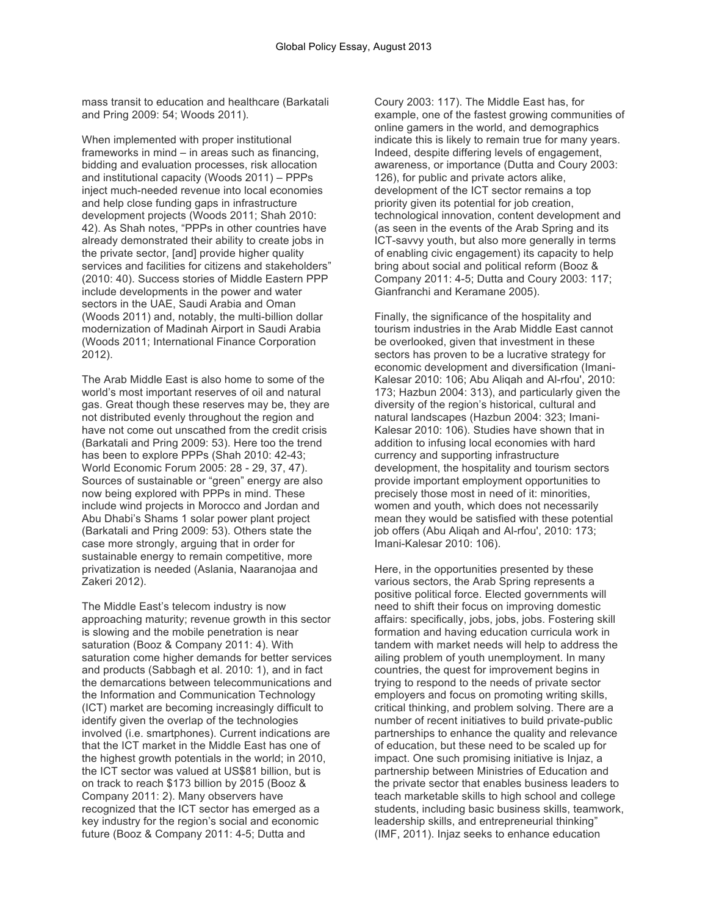mass transit to education and healthcare (Barkatali and Pring 2009: 54; Woods 2011).

When implemented with proper institutional frameworks in mind – in areas such as financing, bidding and evaluation processes, risk allocation and institutional capacity (Woods 2011) – PPPs inject much-needed revenue into local economies and help close funding gaps in infrastructure development projects (Woods 2011; Shah 2010: 42). As Shah notes, "PPPs in other countries have already demonstrated their ability to create jobs in the private sector, [and] provide higher quality services and facilities for citizens and stakeholders" (2010: 40). Success stories of Middle Eastern PPP include developments in the power and water sectors in the UAE, Saudi Arabia and Oman (Woods 2011) and, notably, the multi-billion dollar modernization of Madinah Airport in Saudi Arabia (Woods 2011; International Finance Corporation 2012).

The Arab Middle East is also home to some of the world's most important reserves of oil and natural gas. Great though these reserves may be, they are not distributed evenly throughout the region and have not come out unscathed from the credit crisis (Barkatali and Pring 2009: 53). Here too the trend has been to explore PPPs (Shah 2010: 42-43; World Economic Forum 2005: 28 - 29, 37, 47). Sources of sustainable or "green" energy are also now being explored with PPPs in mind. These include wind projects in Morocco and Jordan and Abu Dhabi's Shams 1 solar power plant project (Barkatali and Pring 2009: 53). Others state the case more strongly, arguing that in order for sustainable energy to remain competitive, more privatization is needed (Aslania, Naaranojaa and Zakeri 2012).

The Middle East's telecom industry is now approaching maturity; revenue growth in this sector is slowing and the mobile penetration is near saturation (Booz & Company 2011: 4). With saturation come higher demands for better services and products (Sabbagh et al. 2010: 1), and in fact the demarcations between telecommunications and the Information and Communication Technology (ICT) market are becoming increasingly difficult to identify given the overlap of the technologies involved (i.e. smartphones). Current indications are that the ICT market in the Middle East has one of the highest growth potentials in the world; in 2010, the ICT sector was valued at US$81 billion, but is on track to reach $173 billion by 2015 (Booz & Company 2011: 2). Many observers have recognized that the ICT sector has emerged as a key industry for the region's social and economic future (Booz & Company 2011: 4-5; Dutta and Coury 2003: 117). The Middle East has, for example, one of the fastest growing communities of online gamers in the world, and demographics indicate this is likely to remain true for many years. Indeed, despite differing levels of engagement, awareness, or importance (Dutta and Coury 2003: 126), for public and private actors alike, development of the ICT sector remains a top priority given its potential for job creation, technological innovation, content development and (as seen in the events of the Arab Spring and its ICT-savvy youth, but also more generally in terms of enabling civic engagement) its capacity to help bring about social and political reform (Booz & Company 2011: 4-5; Dutta and Coury 2003: 117; Gianfranchi and Keramane 2005).

Finally, the significance of the hospitality and tourism industries in the Arab Middle East cannot be overlooked, given that investment in these sectors has proven to be a lucrative strategy for economic development and diversification (Imani-Kalesar 2010: 106; Abu Aliqah and Al-rfou', 2010: 173; Hazbun 2004: 313), and particularly given the diversity of the region's historical, cultural and natural landscapes (Hazbun 2004: 323; Imani-Kalesar 2010: 106). Studies have shown that in addition to infusing local economies with hard currency and supporting infrastructure development, the hospitality and tourism sectors provide important employment opportunities to precisely those most in need of it: minorities, women and youth, which does not necessarily mean they would be satisfied with these potential job offers (Abu Aliqah and Al-rfou', 2010: 173; Imani-Kalesar 2010: 106).

Here, in the opportunities presented by these various sectors, the Arab Spring represents a positive political force. Elected governments will need to shift their focus on improving domestic affairs: specifically, jobs, jobs, jobs. Fostering skill formation and having education curricula work in tandem with market needs will help to address the ailing problem of youth unemployment. In many countries, the quest for improvement begins in trying to respond to the needs of private sector employers and focus on promoting writing skills, critical thinking, and problem solving. There are a number of recent initiatives to build private-public partnerships to enhance the quality and relevance of education, but these need to be scaled up for impact. One such promising initiative is Injaz, a partnership between Ministries of Education and the private sector that enables business leaders to teach marketable skills to high school and college students, including basic business skills, teamwork, leadership skills, and entrepreneurial thinking" (IMF, 2011). Injaz seeks to enhance education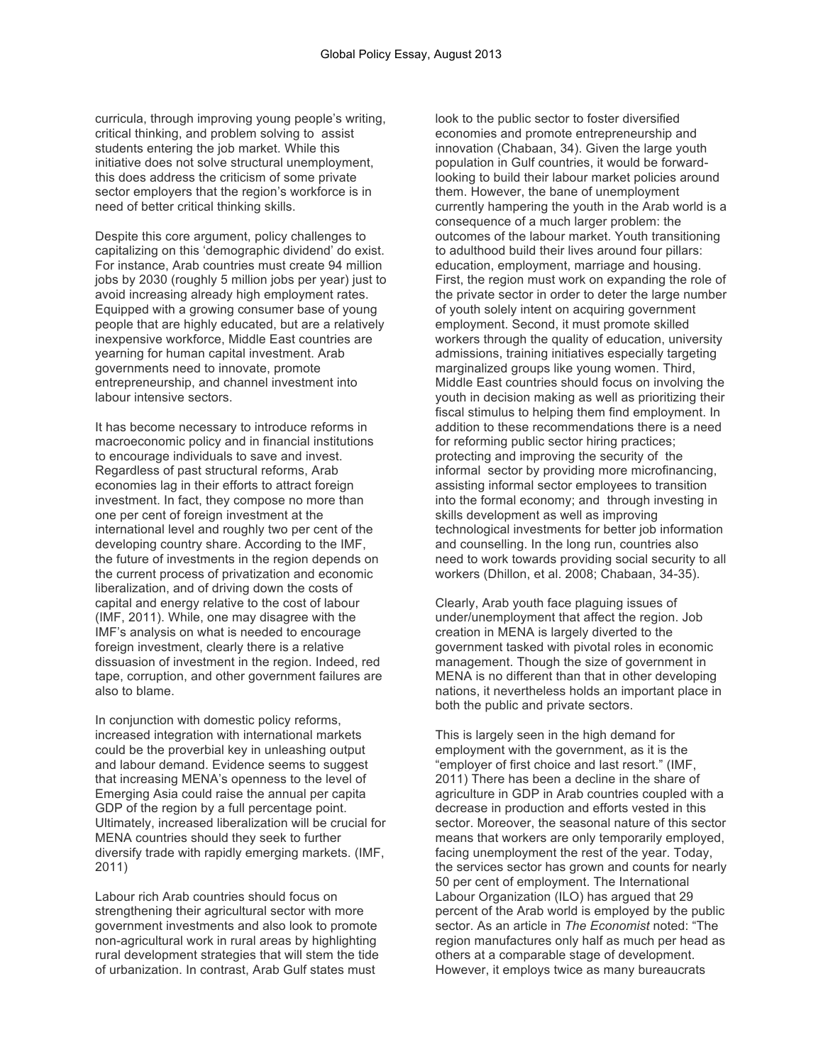curricula, through improving young people's writing, critical thinking, and problem solving to assist students entering the job market. While this initiative does not solve structural unemployment, this does address the criticism of some private sector employers that the region's workforce is in need of better critical thinking skills.

Despite this core argument, policy challenges to capitalizing on this 'demographic dividend' do exist. For instance, Arab countries must create 94 million jobs by 2030 (roughly 5 million jobs per year) just to avoid increasing already high employment rates. Equipped with a growing consumer base of young people that are highly educated, but are a relatively inexpensive workforce, Middle East countries are yearning for human capital investment. Arab governments need to innovate, promote entrepreneurship, and channel investment into labour intensive sectors.

It has become necessary to introduce reforms in macroeconomic policy and in financial institutions to encourage individuals to save and invest. Regardless of past structural reforms, Arab economies lag in their efforts to attract foreign investment. In fact, they compose no more than one per cent of foreign investment at the international level and roughly two per cent of the developing country share. According to the IMF, the future of investments in the region depends on the current process of privatization and economic liberalization, and of driving down the costs of capital and energy relative to the cost of labour (IMF, 2011). While, one may disagree with the IMF's analysis on what is needed to encourage foreign investment, clearly there is a relative dissuasion of investment in the region. Indeed, red tape, corruption, and other government failures are also to blame.

In conjunction with domestic policy reforms, increased integration with international markets could be the proverbial key in unleashing output and labour demand. Evidence seems to suggest that increasing MENA's openness to the level of Emerging Asia could raise the annual per capita GDP of the region by a full percentage point. Ultimately, increased liberalization will be crucial for MENA countries should they seek to further diversify trade with rapidly emerging markets. (IMF, 2011)

Labour rich Arab countries should focus on strengthening their agricultural sector with more government investments and also look to promote non-agricultural work in rural areas by highlighting rural development strategies that will stem the tide of urbanization. In contrast, Arab Gulf states must look to the public sector to foster diversified economies and promote entrepreneurship and innovation (Chabaan, 34). Given the large youth population in Gulf countries, it would be forward-looking to build their labour market policies around them. However, the bane of unemployment currently hampering the youth in the Arab world is a consequence of a much larger problem: the outcomes of the labour market. Youth transitioning to adulthood build their lives around four pillars: education, employment, marriage and housing. First, the region must work on expanding the role of the private sector in order to deter the large number of youth solely intent on acquiring government employment. Second, it must promote skilled workers through the quality of education, university admissions, training initiatives especially targeting marginalized groups like young women. Third, Middle East countries should focus on involving the youth in decision making as well as prioritizing their fiscal stimulus to helping them find employment. In addition to these recommendations there is a need for reforming public sector hiring practices; protecting and improving the security of the informal sector by providing more microfinancing, assisting informal sector employees to transition into the formal economy; and through investing in skills development as well as improving technological investments for better job information and counselling. In the long run, countries also need to work towards providing social security to all workers (Dhillon, et al. 2008; Chabaan, 34-35).

Clearly, Arab youth face plaguing issues of under/unemployment that affect the region. Job creation in MENA is largely diverted to the government tasked with pivotal roles in economic management. Though the size of government in MENA is no different than that in other developing nations, it nevertheless holds an important place in both the public and private sectors.

This is largely seen in the high demand for employment with the government, as it is the "employer of first choice and last resort." (IMF, 2011) There has been a decline in the share of agriculture in GDP in Arab countries coupled with a decrease in production and efforts vested in this sector. Moreover, the seasonal nature of this sector means that workers are only temporarily employed, facing unemployment the rest of the year. Today, the services sector has grown and counts for nearly 50 per cent of employment. The International Labour Organization (ILO) has argued that 29 percent of the Arab world is employed by the public sector. As an article in *The Economist* noted: "The region manufactures only half as much per head as others at a comparable stage of development. However, it employs twice as many bureaucrats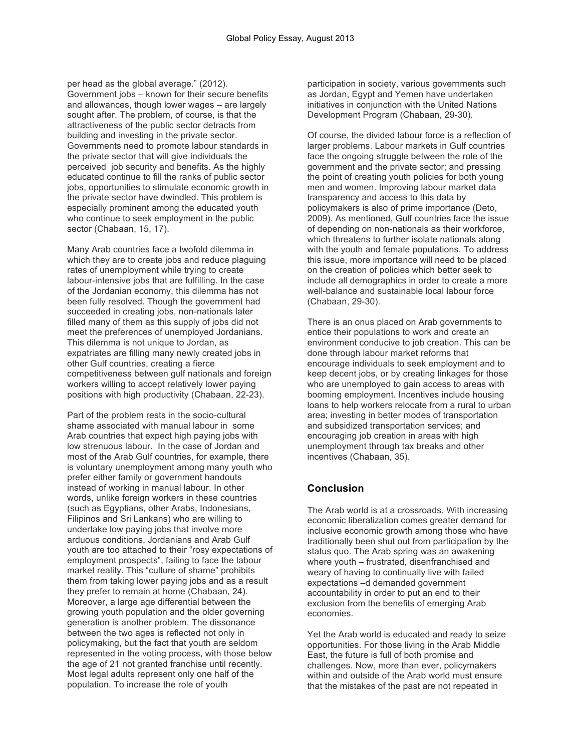per head as the global average." (2012). Government jobs – known for their secure benefits and allowances, though lower wages – are largely sought after. The problem, of course, is that the attractiveness of the public sector detracts from building and investing in the private sector. Governments need to promote labour standards in the private sector that will give individuals the perceived job security and benefits. As the highly educated continue to fill the ranks of public sector jobs, opportunities to stimulate economic growth in the private sector have dwindled. This problem is especially prominent among the educated youth who continue to seek employment in the public sector (Chabaan, 15, 17).

Many Arab countries face a twofold dilemma in which they are to create jobs and reduce plaguing rates of unemployment while trying to create labour-intensive jobs that are fulfilling. In the case of the Jordanian economy, this dilemma has not been fully resolved. Though the government had succeeded in creating jobs, non-nationals later filled many of them as this supply of jobs did not meet the preferences of unemployed Jordanians. This dilemma is not unique to Jordan, as expatriates are filling many newly created jobs in other Gulf countries, creating a fierce competitiveness between gulf nationals and foreign workers willing to accept relatively lower paying positions with high productivity (Chabaan, 22-23).

Part of the problem rests in the socio-cultural shame associated with manual labour in some Arab countries that expect high paying jobs with low strenuous labour. In the case of Jordan and most of the Arab Gulf countries, for example, there is voluntary unemployment among many youth who prefer either family or government handouts instead of working in manual labour. In other words, unlike foreign workers in these countries (such as Egyptians, other Arabs, Indonesians, Filipinos and Sri Lankans) who are willing to undertake low paying jobs that involve more arduous conditions, Jordanians and Arab Gulf youth are too attached to their "rosy expectations of employment prospects", failing to face the labour market reality. This "culture of shame" prohibits them from taking lower paying jobs and as a result they prefer to remain at home (Chabaan, 24). Moreover, a large age differential between the growing youth population and the older governing generation is another problem. The dissonance between the two ages is reflected not only in policymaking, but the fact that youth are seldom represented in the voting process, with those below the age of 21 not granted franchise until recently. Most legal adults represent only one half of the population. To increase the role of youth participation in society, various governments such as Jordan, Egypt and Yemen have undertaken initiatives in conjunction with the United Nations Development Program (Chabaan, 29-30).

Of course, the divided labour force is a reflection of larger problems. Labour markets in Gulf countries face the ongoing struggle between the role of the government and the private sector; and pressing the point of creating youth policies for both young men and women. Improving labour market data transparency and access to this data by policymakers is also of prime importance (Deto, 2009). As mentioned, Gulf countries face the issue of depending on non-nationals as their workforce, which threatens to further isolate nationals along with the youth and female populations. To address this issue, more importance will need to be placed on the creation of policies which better seek to include all demographics in order to create a more well-balance and sustainable local labour force (Chabaan, 29-30).

There is an onus placed on Arab governments to entice their populations to work and create an environment conducive to job creation. This can be done through labour market reforms that encourage individuals to seek employment and to keep decent jobs, or by creating linkages for those who are unemployed to gain access to areas with booming employment. Incentives include housing loans to help workers relocate from a rural to urban area; investing in better modes of transportation and subsidized transportation services; and encouraging job creation in areas with high unemployment through tax breaks and other incentives (Chabaan, 35).

## Conclusion

The Arab world is at a crossroads. With increasing economic liberalization comes greater demand for inclusive economic growth among those who have traditionally been shut out from participation by the status quo. The Arab spring was an awakening where youth – frustrated, disenfranchised and weary of having to continually live with failed expectations –d demanded government accountability in order to put an end to their exclusion from the benefits of emerging Arab economies.

Yet the Arab world is educated and ready to seize opportunities. For those living in the Arab Middle East, the future is full of both promise and challenges. Now, more than ever, policymakers within and outside of the Arab world must ensure that the mistakes of the past are not repeated in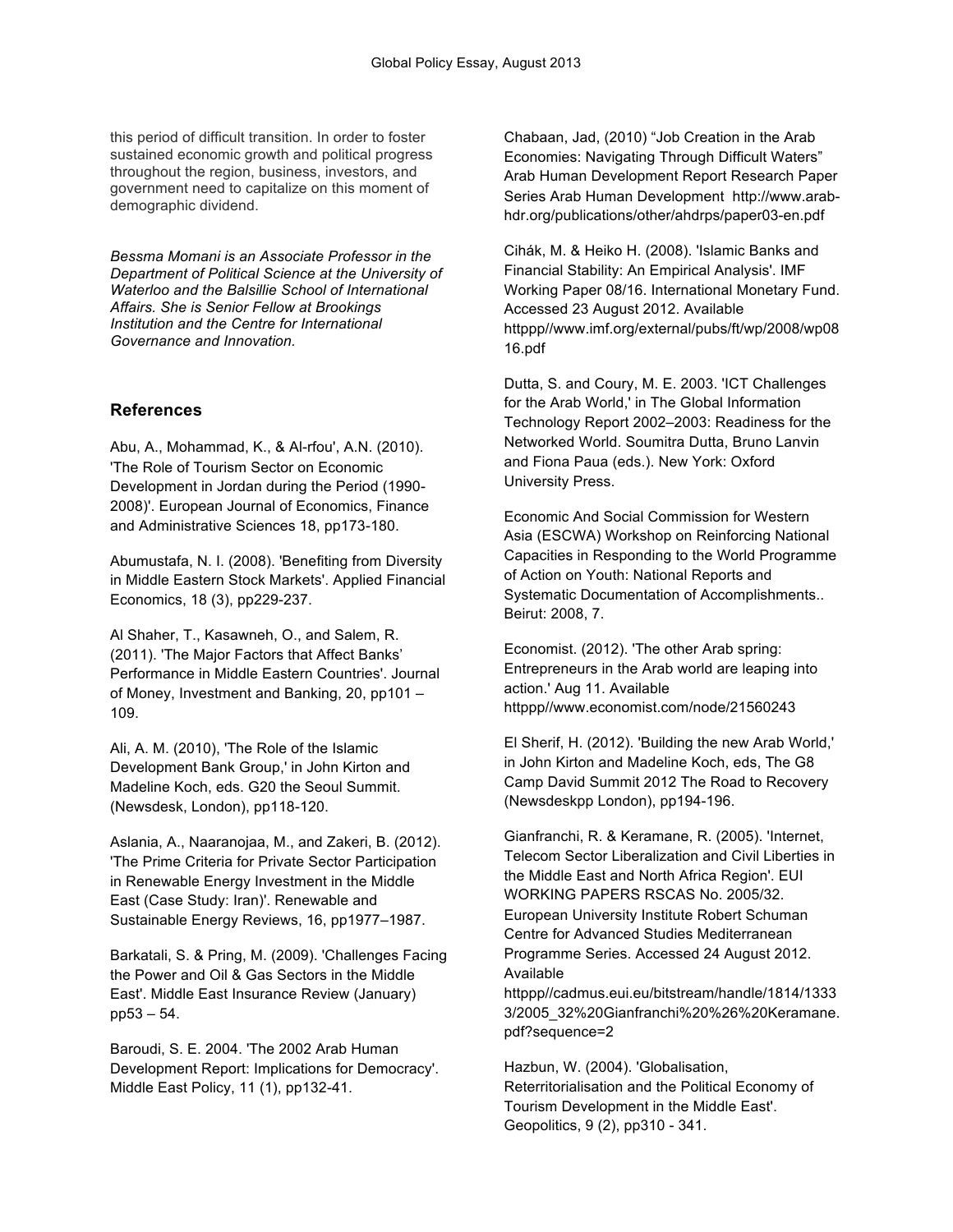this period of difficult transition. In order to foster sustained economic growth and political progress throughout the region, business, investors, and government need to capitalize on this moment of demographic dividend.

*Bessma Momani is an Associate Professor in the Department of Political Science at the University of Waterloo and the Balsillie School of International Affairs. She is Senior Fellow at Brookings Institution and the Centre for International Governance and Innovation.*

## References

Abu, A., Mohammad, K., & Al-rfou', A.N. (2010). 'The Role of Tourism Sector on Economic Development in Jordan during the Period (1990-2008)'. European Journal of Economics, Finance and Administrative Sciences 18, pp173-180.

Abumustafa, N. I. (2008). 'Benefiting from Diversity in Middle Eastern Stock Markets'. Applied Financial Economics, 18 (3), pp229-237.

Al Shaher, T., Kasawneh, O., and Salem, R. (2011). 'The Major Factors that Affect Banks' Performance in Middle Eastern Countries'. Journal of Money, Investment and Banking, 20, pp101 – 109.

Ali, A. M. (2010), 'The Role of the Islamic Development Bank Group,' in John Kirton and Madeline Koch, eds. G20 the Seoul Summit. (Newsdesk, London), pp118-120.

Aslania, A., Naaranojaa, M., and Zakeri, B. (2012). 'The Prime Criteria for Private Sector Participation in Renewable Energy Investment in the Middle East (Case Study: Iran)'. Renewable and Sustainable Energy Reviews, 16, pp1977–1987.

Barkatali, S. & Pring, M. (2009). 'Challenges Facing the Power and Oil & Gas Sectors in the Middle East'. Middle East Insurance Review (January) pp53 – 54.

Baroudi, S. E. 2004. 'The 2002 Arab Human Development Report: Implications for Democracy'. Middle East Policy, 11 (1), pp132-41.

Chabaan, Jad, (2010) "Job Creation in the Arab Economies: Navigating Through Difficult Waters" Arab Human Development Report Research Paper Series Arab Human Development http://www.arab-hdr.org/publications/other/ahdrps/paper03-en.pdf

Cihák, M. & Heiko H. (2008). 'Islamic Banks and Financial Stability: An Empirical Analysis'. IMF Working Paper 08/16. International Monetary Fund. Accessed 23 August 2012. Available httppp//www.imf.org/external/pubs/ft/wp/2008/wp0816.pdf

Dutta, S. and Coury, M. E. 2003. 'ICT Challenges for the Arab World,' in The Global Information Technology Report 2002–2003: Readiness for the Networked World. Soumitra Dutta, Bruno Lanvin and Fiona Paua (eds.). New York: Oxford University Press.

Economic And Social Commission for Western Asia (ESCWA) Workshop on Reinforcing National Capacities in Responding to the World Programme of Action on Youth: National Reports and Systematic Documentation of Accomplishments.. Beirut: 2008, 7.

Economist. (2012). 'The other Arab spring: Entrepreneurs in the Arab world are leaping into action.' Aug 11. Available httppp//www.economist.com/node/21560243

El Sherif, H. (2012). 'Building the new Arab World,' in John Kirton and Madeline Koch, eds, The G8 Camp David Summit 2012 The Road to Recovery (Newsdeskpp London), pp194-196.

Gianfranchi, R. & Keramane, R. (2005). 'Internet, Telecom Sector Liberalization and Civil Liberties in the Middle East and North Africa Region'. EUI WORKING PAPERS RSCAS No. 2005/32. European University Institute Robert Schuman Centre for Advanced Studies Mediterranean Programme Series. Accessed 24 August 2012. Available httppp//cadmus.eui.eu/bitstream/handle/1814/13333/2005_32%20Gianfranchi%20%26%20Keramane.pdf?sequence=2

Hazbun, W. (2004). 'Globalisation, Reterritorialisation and the Political Economy of Tourism Development in the Middle East'. Geopolitics, 9 (2), pp310 - 341.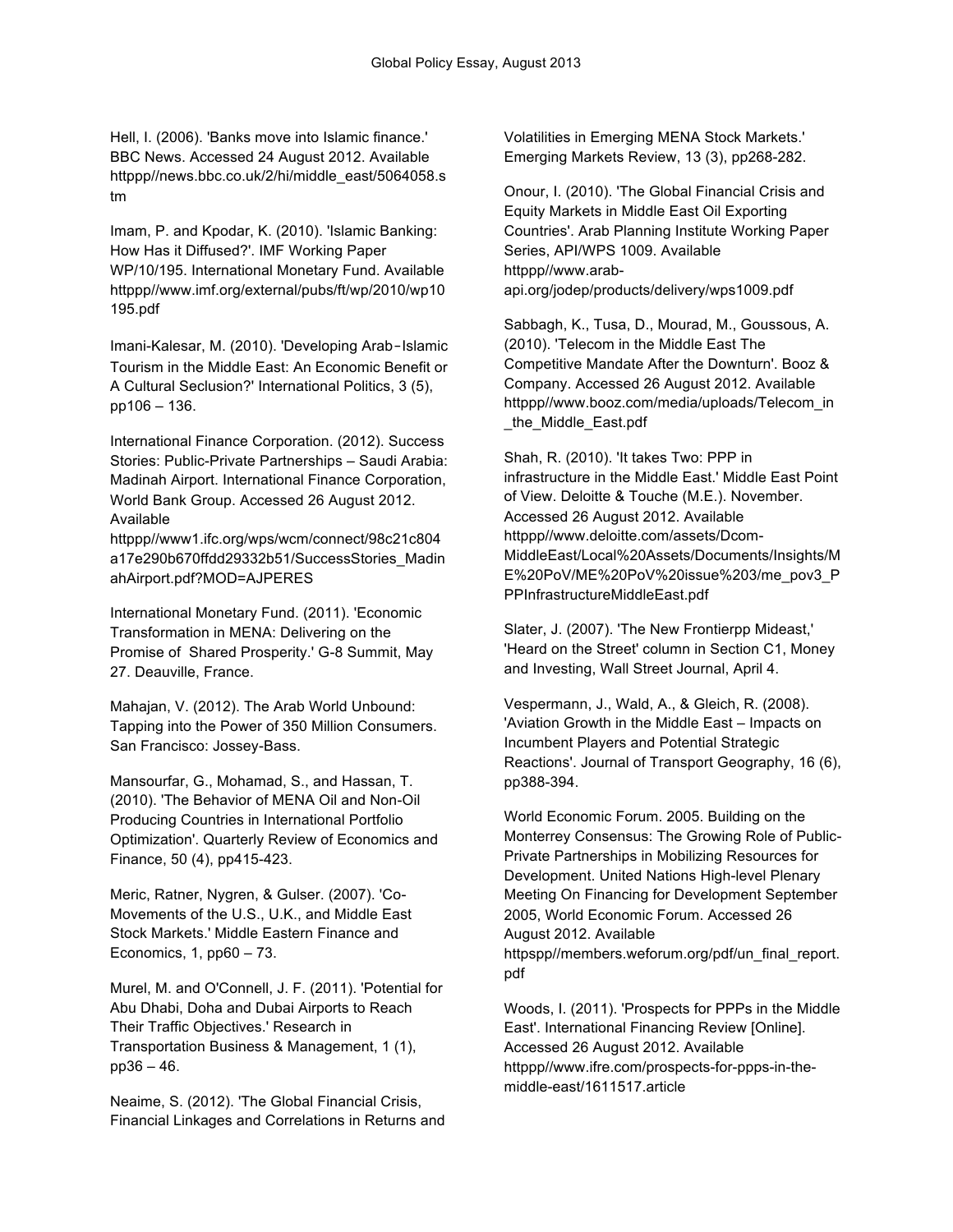Hell, I. (2006). 'Banks move into Islamic finance.' BBC News. Accessed 24 August 2012. Available httppp//news.bbc.co.uk/2/hi/middle_east/5064058.stm

Imam, P. and Kpodar, K. (2010). 'Islamic Banking: How Has it Diffused?'. IMF Working Paper WP/10/195. International Monetary Fund. Available httppp//www.imf.org/external/pubs/ft/wp/2010/wp10195.pdf

Imani-Kalesar, M. (2010). 'Developing Arab‑Islamic Tourism in the Middle East: An Economic Benefit or A Cultural Seclusion?' International Politics, 3 (5), pp106 – 136.

International Finance Corporation. (2012). Success Stories: Public-Private Partnerships – Saudi Arabia: Madinah Airport. International Finance Corporation, World Bank Group. Accessed 26 August 2012. Available httppp//www1.ifc.org/wps/wcm/connect/98c21c804a17e290b670ffdd29332b51/SuccessStories_MadinahAirport.pdf?MOD=AJPERES

International Monetary Fund. (2011). 'Economic Transformation in MENA: Delivering on the Promise of Shared Prosperity.' G-8 Summit, May 27. Deauville, France.

Mahajan, V. (2012). The Arab World Unbound: Tapping into the Power of 350 Million Consumers. San Francisco: Jossey-Bass.

Mansourfar, G., Mohamad, S., and Hassan, T. (2010). 'The Behavior of MENA Oil and Non-Oil Producing Countries in International Portfolio Optimization'. Quarterly Review of Economics and Finance, 50 (4), pp415-423.

Meric, Ratner, Nygren, & Gulser. (2007). 'Co-Movements of the U.S., U.K., and Middle East Stock Markets.' Middle Eastern Finance and Economics, 1, pp60 – 73.

Murel, M. and O'Connell, J. F. (2011). 'Potential for Abu Dhabi, Doha and Dubai Airports to Reach Their Traffic Objectives.' Research in Transportation Business & Management, 1 (1), pp36 – 46.

Neaime, S. (2012). 'The Global Financial Crisis, Financial Linkages and Correlations in Returns and Volatilities in Emerging MENA Stock Markets.' Emerging Markets Review, 13 (3), pp268-282.

Onour, I. (2010). 'The Global Financial Crisis and Equity Markets in Middle East Oil Exporting Countries'. Arab Planning Institute Working Paper Series, API/WPS 1009. Available httppp//www.arab-api.org/jodep/products/delivery/wps1009.pdf

Sabbagh, K., Tusa, D., Mourad, M., Goussous, A. (2010). 'Telecom in the Middle East The Competitive Mandate After the Downturn'. Booz & Company. Accessed 26 August 2012. Available httppp//www.booz.com/media/uploads/Telecom_in_the_Middle_East.pdf

Shah, R. (2010). 'It takes Two: PPP in infrastructure in the Middle East.' Middle East Point of View. Deloitte & Touche (M.E.). November. Accessed 26 August 2012. Available httppp//www.deloitte.com/assets/Dcom-MiddleEast/Local%20Assets/Documents/Insights/ME%20PoV/ME%20PoV%20issue%203/me_pov3_PPPInfrastructureMiddleEast.pdf

Slater, J. (2007). 'The New Frontierpp Mideast,' 'Heard on the Street' column in Section C1, Money and Investing, Wall Street Journal, April 4.

Vespermann, J., Wald, A., & Gleich, R. (2008). 'Aviation Growth in the Middle East – Impacts on Incumbent Players and Potential Strategic Reactions'. Journal of Transport Geography, 16 (6), pp388-394.

World Economic Forum. 2005. Building on the Monterrey Consensus: The Growing Role of Public-Private Partnerships in Mobilizing Resources for Development. United Nations High-level Plenary Meeting On Financing for Development September 2005, World Economic Forum. Accessed 26 August 2012. Available httpspp//members.weforum.org/pdf/un_final_report.pdf

Woods, I. (2011). 'Prospects for PPPs in the Middle East'. International Financing Review [Online]. Accessed 26 August 2012. Available httppp//www.ifre.com/prospects-for-ppps-in-the-middle-east/1611517.article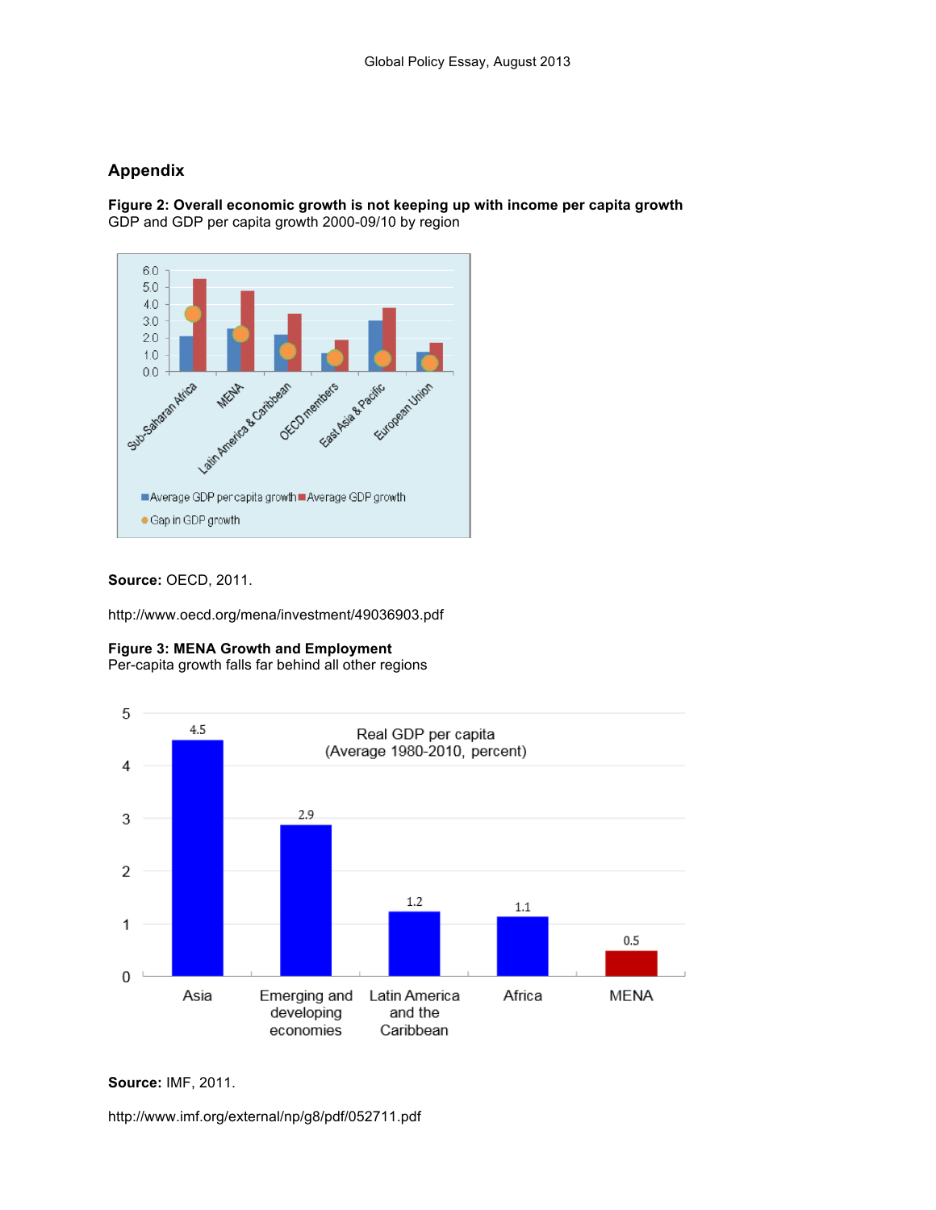## Appendix

**Figure 2: Overall economic growth is not keeping up with income per capita growth**
GDP and GDP per capita growth 2000-09/10 by region

**Source:** OECD, 2011.

http://www.oecd.org/mena/investment/49036903.pdf

**Figure 3: MENA Growth and Employment**
Per-capita growth falls far behind all other regions

**Source:** IMF, 2011.

http://www.imf.org/external/np/g8/pdf/052711.pdf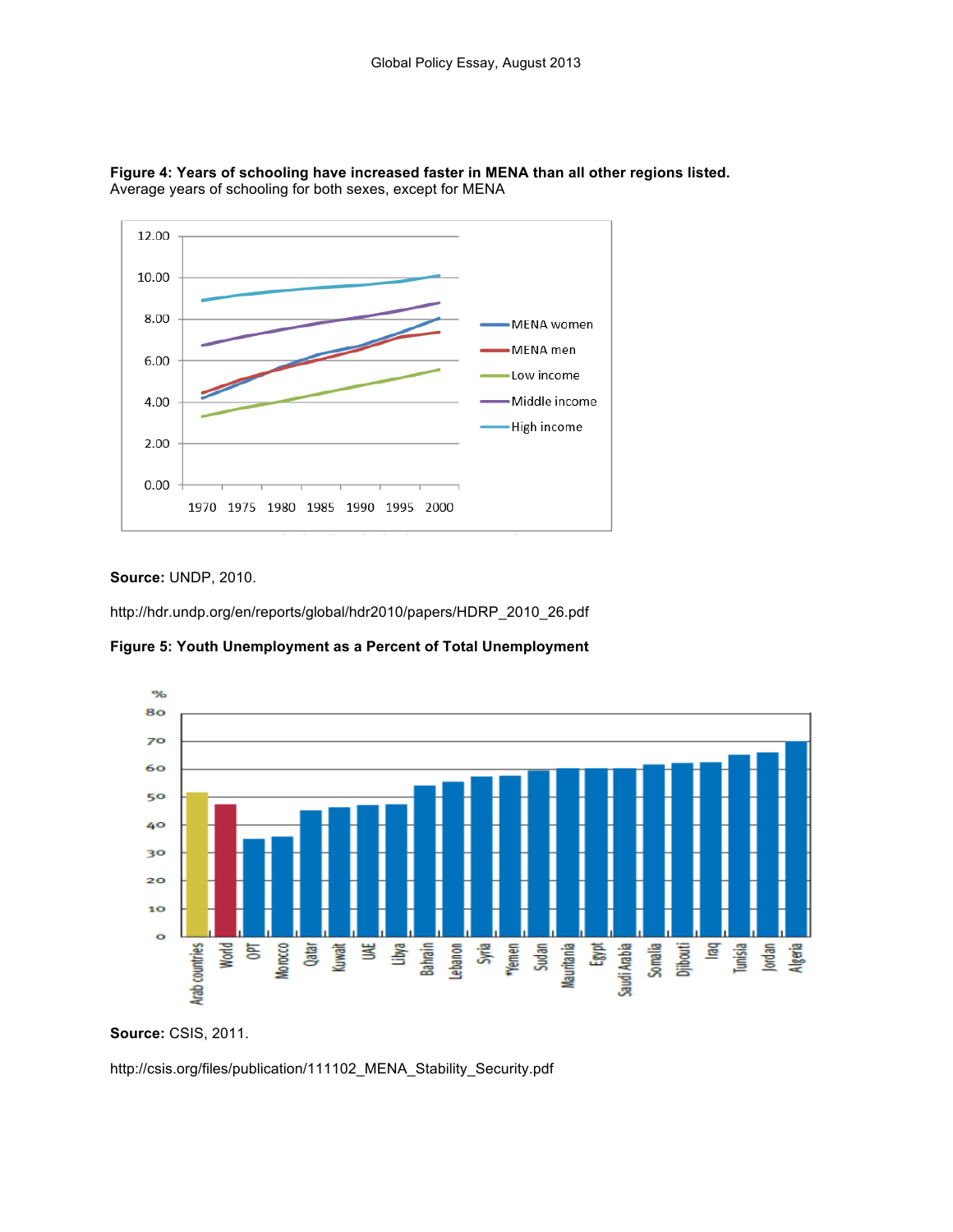**Figure 4: Years of schooling have increased faster in MENA than all other regions listed.**
Average years of schooling for both sexes, except for MENA

**Source:** UNDP, 2010.

http://hdr.undp.org/en/reports/global/hdr2010/papers/HDRP_2010_26.pdf

**Figure 5: Youth Unemployment as a Percent of Total Unemployment**

**Source:** CSIS, 2011.

http://csis.org/files/publication/111102_MENA_Stability_Security.pdf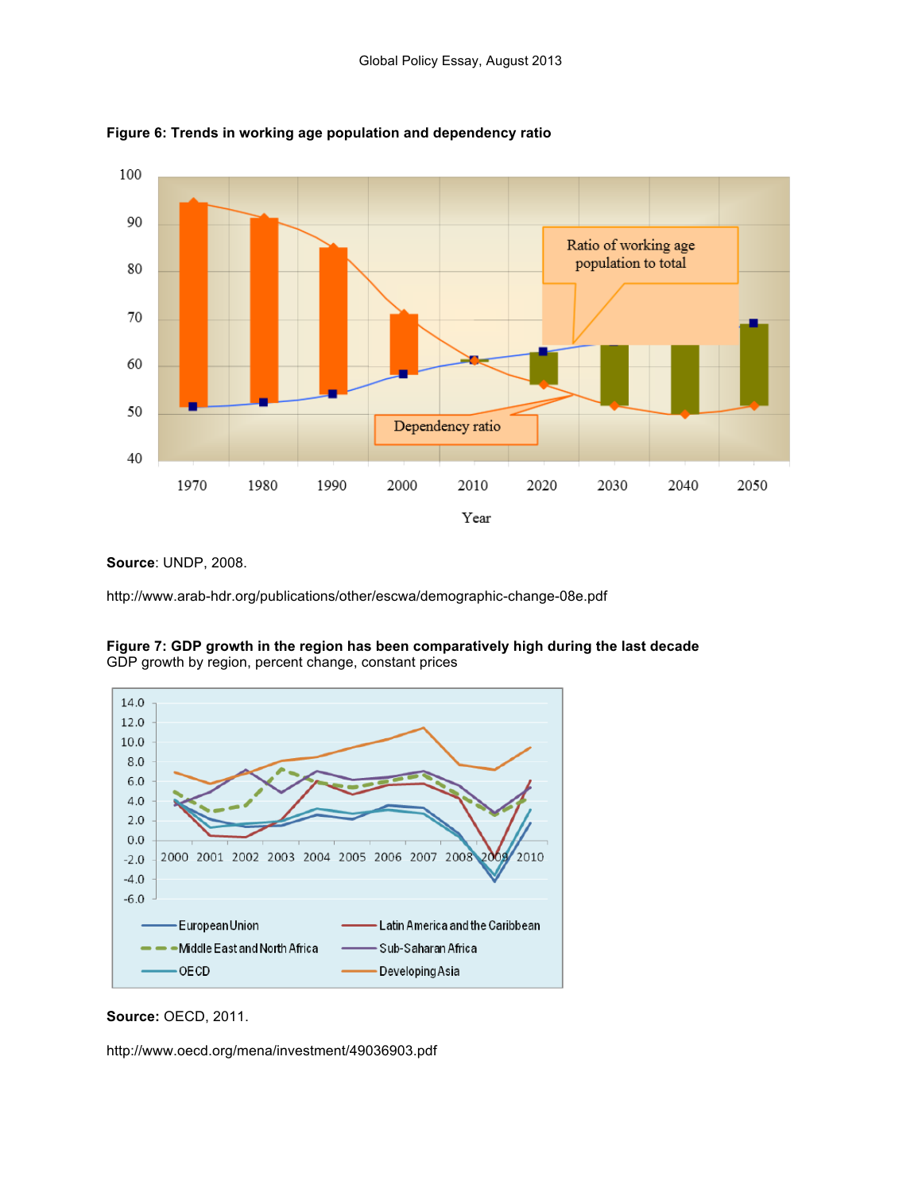**Figure 6: Trends in working age population and dependency ratio**

100
90
80
70
60
50
40

1970 1980 1990 2000 2010 2020 2030 2040 2050

Year

Ratio of working age population to total

Dependency ratio

**Source**: UNDP, 2008.

http://www.arab-hdr.org/publications/other/escwa/demographic-change-08e.pdf

**Figure 7: GDP growth in the region has been comparatively high during the last decade**
GDP growth by region, percent change, constant prices

14.0
12.0
10.0
8.0
6.0
4.0
2.0
0.0
-2.0
-4.0
-6.0

2000 2001 2002 2003 2004 2005 2006 2007 2008 2009 2010

European Union
Latin America and the Caribbean
Middle East and North Africa
Sub-Saharan Africa
OECD
Developing Asia

**Source:** OECD, 2011.

http://www.oecd.org/mena/investment/49036903.pdf